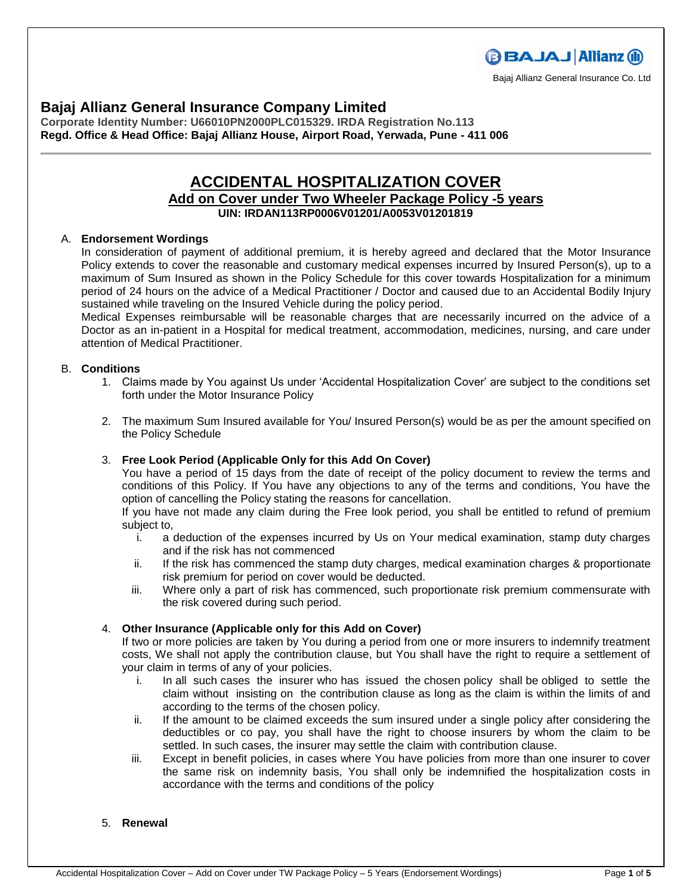Bajaj Allianz General Insurance Co. Ltd

## Bajaj Allianz General Insurance Company Limited

**Corporate Identity Number: U66010PN2000PLC015329. IRDA Registration No.113**
**Regd. Office & Head Office: Bajaj Allianz House, Airport Road, Yerwada, Pune - 411 006**

# ACCIDENTAL HOSPITALIZATION COVER

## Add on Cover under Two Wheeler Package Policy -5 years

**UIN: IRDAN113RP0006V01201/A0053V01201819**

A. **Endorsement Wordings**

In consideration of payment of additional premium, it is hereby agreed and declared that the Motor Insurance Policy extends to cover the reasonable and customary medical expenses incurred by Insured Person(s), up to a maximum of Sum Insured as shown in the Policy Schedule for this cover towards Hospitalization for a minimum period of 24 hours on the advice of a Medical Practitioner / Doctor and caused due to an Accidental Bodily Injury sustained while traveling on the Insured Vehicle during the policy period.

Medical Expenses reimbursable will be reasonable charges that necessarily incurred on the advice of a Doctor as an in-patient in a Hospital for medical treatment, accommodation, medicines, nursing, and care under attention of Medical Practitioner.

B. **Conditions**

1. Claims made by You against Us under 'Accidental Hospitalization Cover' are subject to the conditions set forth under the Motor Insurance Policy

2. The maximum Sum Insured available for You/ Insured Person(s) would be as per the amount specified on the Policy Schedule

3. **Free Look Period (Applicable Only for this Add On Cover)**

   You have a period of 15 days from the date of receipt of the policy document to review the terms and conditions of this Policy. If You have any objections to any of the terms and conditions, You have the option of cancelling the Policy stating the reasons for cancellation.

   If you have not made any claim during the Free look period, you shall be entitled to refund of premium subject to,

   i. a deduction of the expenses incurred by Us on Your medical examination, stamp duty charges and if the risk has not commenced
   ii. If the risk has commenced the stamp duty charges, medical examination charges & proportionate risk premium for period on cover would be deducted.
   iii. Where only a part of risk has commenced, such proportionate risk premium commensurate with the risk covered during such period.

4. **Other Insurance (Applicable only for this Add on Cover)**

   If two or more policies are taken by You during a period from one or more insurers to indemnify treatment costs, We shall not apply the contribution clause, but You shall have the right to require a settlement of your claim in terms of any of your policies.

   i. In all such cases the insurer who has issued the chosen policy shall be obliged to settle the claim without insisting on the contribution clause as long as the claim is within the limits of and according to the terms of the chosen policy.
   ii. If the amount to be claimed exceeds the sum insured under a single policy after considering the deductibles or co pay, you shall have the right to choose insurers by whom the claim to be settled. In such cases, the insurer may settle the claim with contribution clause.
   iii. Except in benefit policies, in cases where You have policies from more than one insurer to cover the same risk on indemnity basis, You shall only be indemnified the hospitalization costs in accordance with the terms and conditions of the policy

5. **Renewal**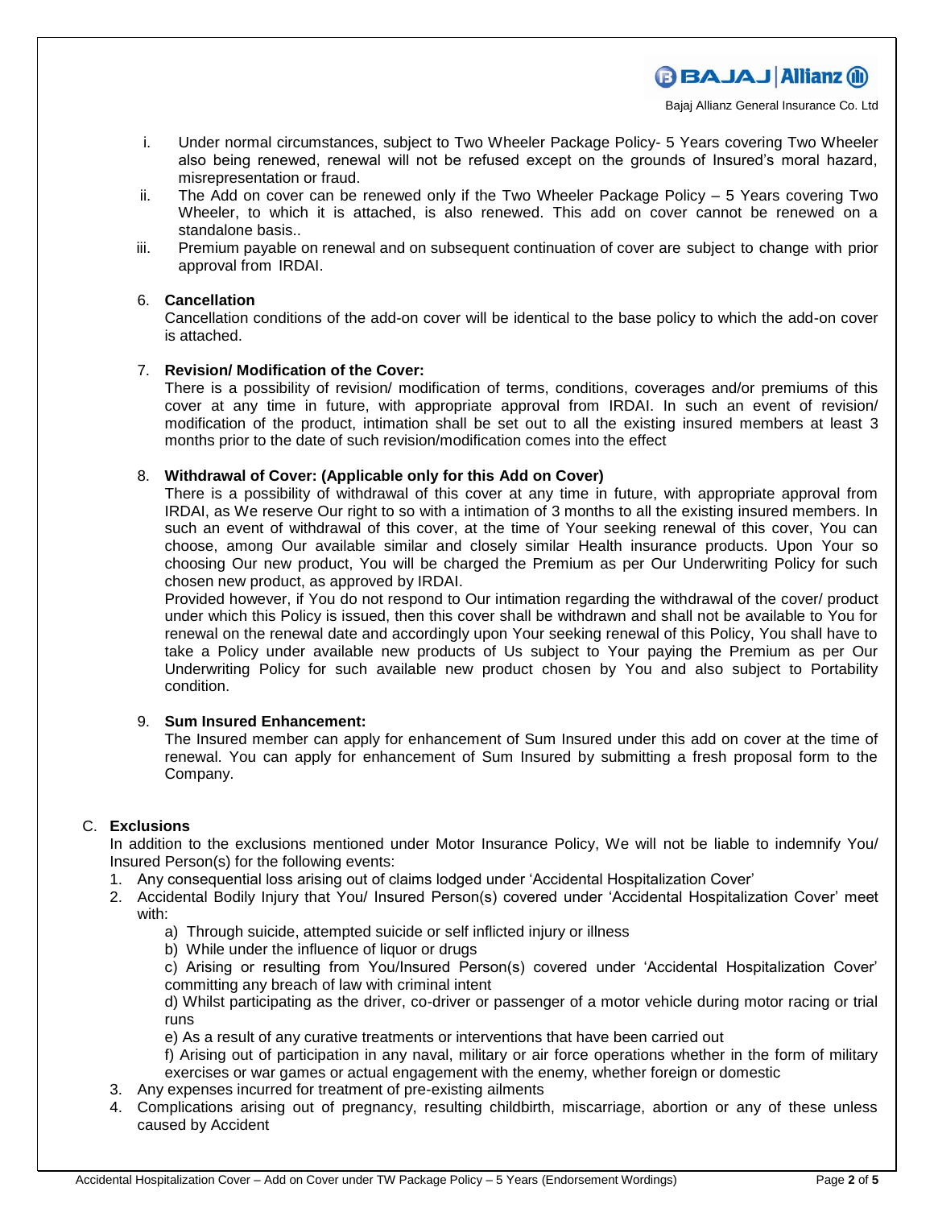i. Under normal circumstances, subject to Two Wheeler Package Policy- 5 Years covering Two Wheeler also being renewed, renewal will not be refused except on the grounds of Insured's moral hazard, misrepresentation or fraud.

ii. The Add on cover can be renewed only if the Two Wheeler Package Policy – 5 Years covering Two Wheeler, to which it is attached, is also renewed. This add on cover cannot be renewed on a standalone basis..

iii. Premium payable on renewal and on subsequent continuation of cover are subject to change with prior approval from IRDAI.

6. **Cancellation**

   Cancellation conditions of the add-on cover will be identical to the base policy to which the add-on cover is attached.

7. **Revision/ Modification of the Cover:**

   There is a possibility of revision/ modification of terms, conditions, coverages and/or premiums of this cover at any time in future, with appropriate approval from IRDAI. In such an event of revision/ modification of the product, intimation shall be set out to all the existing insured members at least 3 months prior to the date of such revision/modification comes into the effect

8. **Withdrawal of Cover: (Applicable only for this Add on Cover)**

   There is a possibility of withdrawal of this cover at any time in future, with appropriate approval from IRDAI, as We reserve Our right to so with a intimation of 3 months to all the existing insured members. In such an event of withdrawal of this cover, at the time of Your seeking renewal of this cover, You can choose, among Our available similar and closely similar Health insurance products. Upon Your so choosing Our new product, You will be charged the Premium as per Our Underwriting Policy for such chosen new product, as approved by IRDAI.

   Provided however, if You do not respond to Our intimation regarding the withdrawal of the cover/ product under which this Policy is issued, then this cover shall be withdrawn and shall not be available to You for renewal on the renewal date and accordingly upon Your seeking renewal of this Policy, You shall have to take a Policy under available new products of Us subject to Your paying the Premium as per Our Underwriting Policy for such available new product chosen by You and also subject to Portability condition.

9. **Sum Insured Enhancement:**

   The Insured member can apply for enhancement of Sum Insured under this add on cover at the time of renewal. You can apply for enhancement of Sum Insured by submitting a fresh proposal form to the Company.

C. **Exclusions**

In addition to the exclusions mentioned under Motor Insurance Policy, We will not be liable to indemnify You/ Insured Person(s) for the following events:

1. Any consequential loss arising out of claims lodged under 'Accidental Hospitalization Cover'
2. Accidental Bodily Injury that You/ Insured Person(s) covered under 'Accidental Hospitalization Cover' meet with:
   a) Through suicide, attempted suicide or self inflicted injury or illness
   b) While under the influence of liquor or drugs
   c) Arising or resulting from You/Insured Person(s) covered under 'Accidental Hospitalization Cover' committing any breach of law with criminal intent
   d) Whilst participating as the driver, co-driver or passenger of a motor vehicle during motor racing or trial runs
   e) As a result of any curative treatments or interventions that have been carried out
   f) Arising out of participation in any naval, military or air force operations whether in the form of military exercises or war games or actual engagement with the enemy, whether foreign or domestic
3. Any expenses incurred for treatment of pre-existing ailments
4. Complications arising out of pregnancy, resulting childbirth, miscarriage, abortion or any of these unless caused by Accident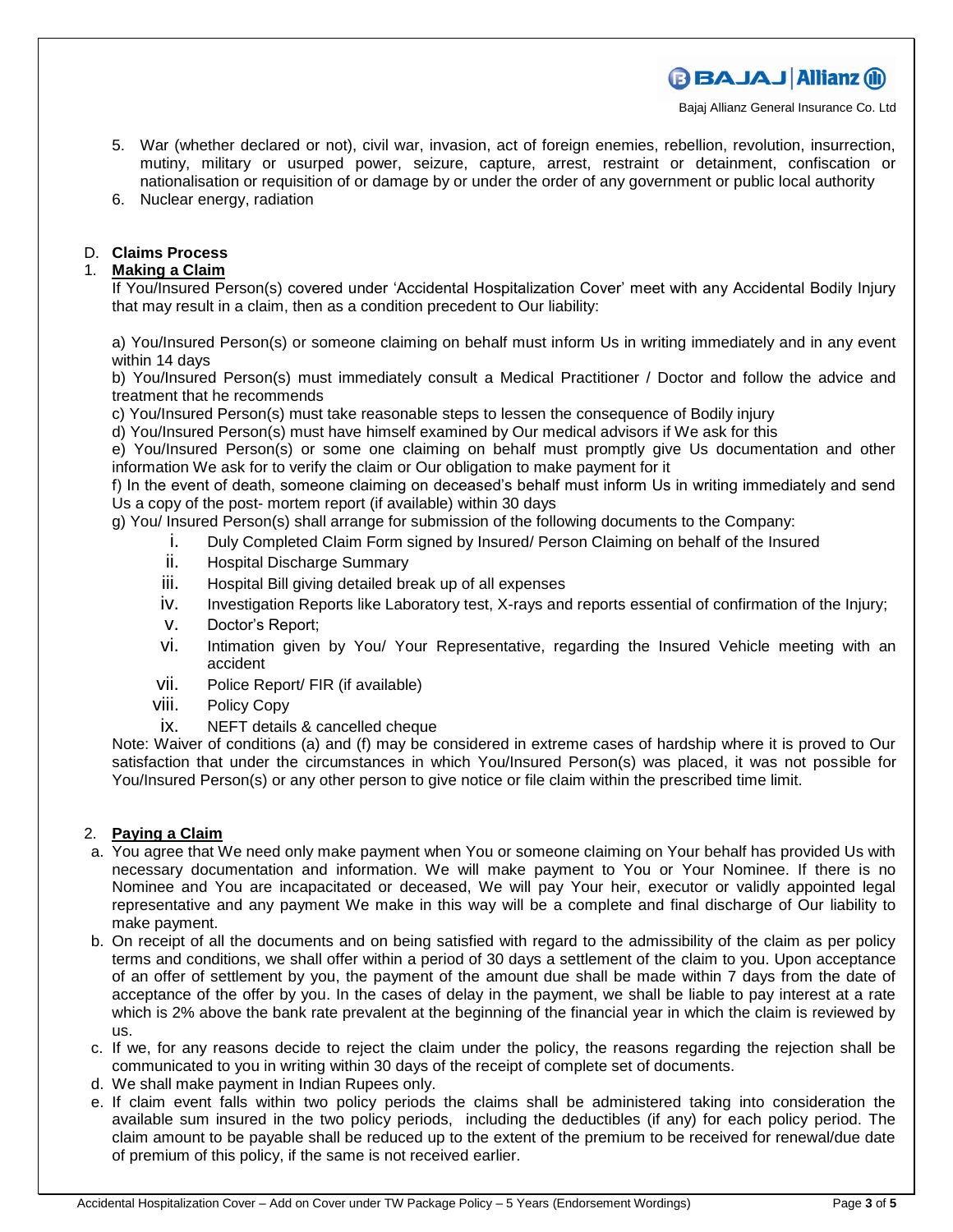5. War (whether declared or not), civil war, invasion, act of foreign enemies, rebellion, revolution, insurrection, mutiny, military or usurped power, seizure, capture, arrest, restraint or detainment, confiscation or nationalisation or requisition of or damage by or under the order of any government or public local authority
6. Nuclear energy, radiation

## D. Claims Process

### 1. Making a Claim

If You/Insured Person(s) covered under 'Accidental Hospitalization Cover' meet with any Accidental Bodily Injury that may result in a claim, then as a condition precedent to Our liability:

a) You/Insured Person(s) or someone claiming on behalf must inform Us in writing immediately and in any event within 14 days

b) You/Insured Person(s) must immediately consult a Medical Practitioner / Doctor and follow the advice and treatment that he recommends

c) You/Insured Person(s) must take reasonable steps to lessen the consequence of Bodily injury

d) You/Insured Person(s) must have himself examined by Our medical advisors if We ask for this

e) You/Insured Person(s) or some one claiming on behalf must promptly give Us documentation and other information We ask for to verify the claim or Our obligation to make payment for it

f) In the event of death, someone claiming on deceased's behalf must inform Us in writing immediately and send Us a copy of the post- mortem report (if available) within 30 days

g) You/ Insured Person(s) shall arrange for submission of the following documents to the Company:

i. Duly Completed Claim Form signed by Insured/ Person Claiming on behalf of the Insured
ii. Hospital Discharge Summary
iii. Hospital Bill giving detailed break up of all expenses
iv. Investigation Reports like Laboratory test, X-rays and reports essential of confirmation of the Injury;
v. Doctor's Report;
vi. Intimation given by You/ Your Representative, regarding the Insured Vehicle meeting with an accident
vii. Police Report/ FIR (if available)
viii. Policy Copy
ix. NEFT details & cancelled cheque

Note: Waiver of conditions (a) and (f) may be considered in extreme cases of hardship where it is proved to Our satisfaction that under the circumstances in which You/Insured Person(s) was placed, it was not possible for You/Insured Person(s) or any other person to give notice or file claim within the prescribed time limit.

### 2. Paying a Claim

a. You agree that We need only make payment when You or someone claiming on Your behalf has provided Us with necessary documentation and information. We will make payment to You or Your Nominee. If there is no Nominee and You are incapacitated or deceased, We will pay Your heir, executor or validly appointed legal representative and any payment We make in this way will be a complete and final discharge of Our liability to make payment.

b. On receipt of all the documents and on being satisfied with regard to the admissibility of the claim as per policy terms and conditions, we shall offer within a period of 30 days a settlement of the claim to you. Upon acceptance of an offer of settlement by you, the payment of the amount due shall be made within 7 days from the date of acceptance of the offer by you. In the cases of delay in the payment, we shall be liable to pay interest at a rate which is 2% above the bank rate prevalent at the beginning of the financial year in which the claim is reviewed by us.

c. If we, for any reasons decide to reject the claim under the policy, the reasons regarding the rejection shall be communicated to you in writing within 30 days of the receipt of complete set of documents.

d. We shall make payment in Indian Rupees only.

e. If claim event falls within two policy periods the claims shall be administered taking into consideration the available sum insured in the two policy periods, including the deductibles (if any) for each policy period. The claim amount to be payable shall be reduced up to the extent of the premium to be received for renewal/due date of premium of this policy, if the same is not received earlier.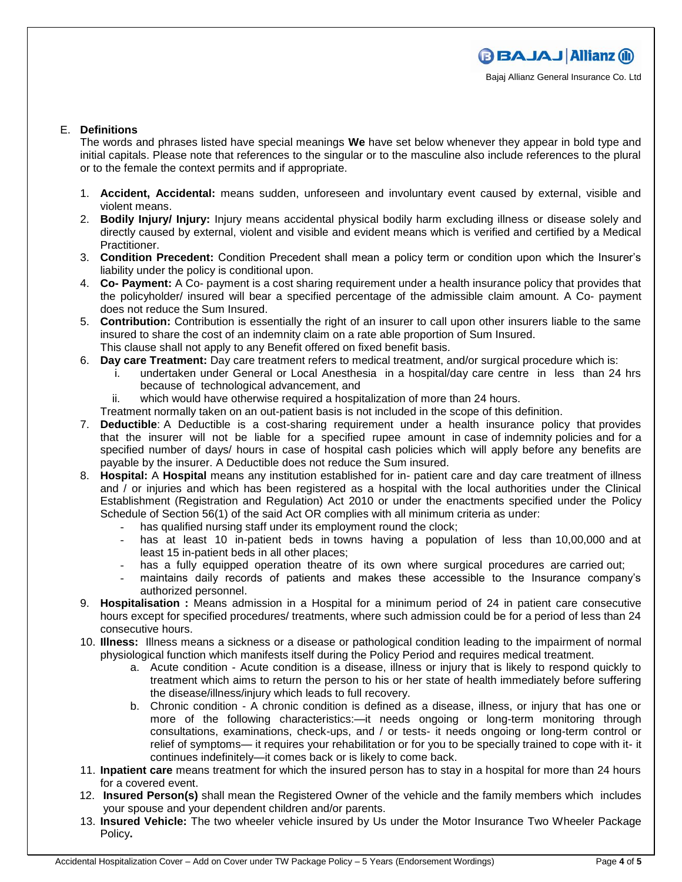## E. Definitions

The words and phrases listed have special meanings **We** have set below whenever they appear in bold type and initial capitals. Please note that references to the singular or to the masculine also include references to the plural or to the female the context permits and if appropriate.

1. **Accident, Accidental:** means sudden, unforeseen and involuntary event caused by external, visible and violent means.
2. **Bodily Injury/ Injury:** Injury means accidental physical bodily harm excluding illness or disease solely and directly caused by external, violent and visible and evident means which is verified and certified by a Medical Practitioner.
3. **Condition Precedent:** Condition Precedent shall mean a policy term or condition upon which the Insurer's liability under the policy is conditional upon.
4. **Co- Payment:** A Co- payment is a cost sharing requirement under a health insurance policy that provides that the policyholder/ insured will bear a specified percentage of the admissible claim amount. A Co- payment does not reduce the Sum Insured.
5. **Contribution:** Contribution is essentially the right of an insurer to call upon other insurers liable to the same insured to share the cost of an indemnity claim on a rate able proportion of Sum Insured.
   This clause shall not apply to any Benefit offered on fixed benefit basis.
6. **Day care Treatment:** Day care treatment refers to medical treatment, and/or surgical procedure which is:
   i. undertaken under General or Local Anesthesia in a hospital/day care centre in less than 24 hrs because of technological advancement, and
   ii. which would have otherwise required a hospitalization of more than 24 hours.

   Treatment normally taken on an out-patient basis is not included in the scope of this definition.
7. **Deductible**: A Deductible is a cost-sharing requirement under a health insurance policy that provides that the insurer will not be liable for a specified rupee amount in case of indemnity policies and for a specified number of days/ hours in case of hospital cash policies which will apply before any benefits are payable by the insurer. A Deductible does not reduce the Sum insured.
8. **Hospital:** A **Hospital** means any institution established for in- patient care and day care treatment of illness and / or injuries and which has been registered as a hospital with the local authorities under the Clinical Establishment (Registration and Regulation) Act 2010 or under the enactments specified under the Policy Schedule of Section 56(1) of the said Act OR complies with all minimum criteria as under:
   - has qualified nursing staff under its employment round the clock;
   - has at least 10 in-patient beds in towns having a population of less than 10,00,000 and at least 15 in-patient beds in all other places;
   - has a fully equipped operation theatre of its own where surgical procedures are carried out;
   - maintains daily records of patients and makes these accessible to the Insurance company's authorized personnel.
9. **Hospitalisation :** Means admission in a Hospital for a minimum period of 24 in patient care consecutive hours except for specified procedures/ treatments, where such admission could be for a period of less than 24 consecutive hours.
10. **Illness:** Illness means a sickness or a disease or pathological condition leading to the impairment of normal physiological function which manifests itself during the Policy Period and requires medical treatment.
    a. Acute condition - Acute condition is a disease, illness or injury that is likely to respond quickly to treatment which aims to return the person to his or her state of health immediately before suffering the disease/illness/injury which leads to full recovery.
    b. Chronic condition - A chronic condition is defined as a disease, illness, or injury that has one or more of the following characteristics:—it needs ongoing or long-term monitoring through consultations, examinations, check-ups, and / or tests- it needs ongoing or long-term control or relief of symptoms— it requires your rehabilitation or for you to be specially trained to cope with it- it continues indefinitely—it comes back or is likely to come back.
11. **Inpatient care** means treatment for which the insured person has to stay in a hospital for more than 24 hours for a covered event.
12. **Insured Person(s)** shall mean the Registered Owner of the vehicle and the family members which includes your spouse and your dependent children and/or parents.
13. **Insured Vehicle:** The two wheeler vehicle insured by Us under the Motor Insurance Two Wheeler Package Policy**.**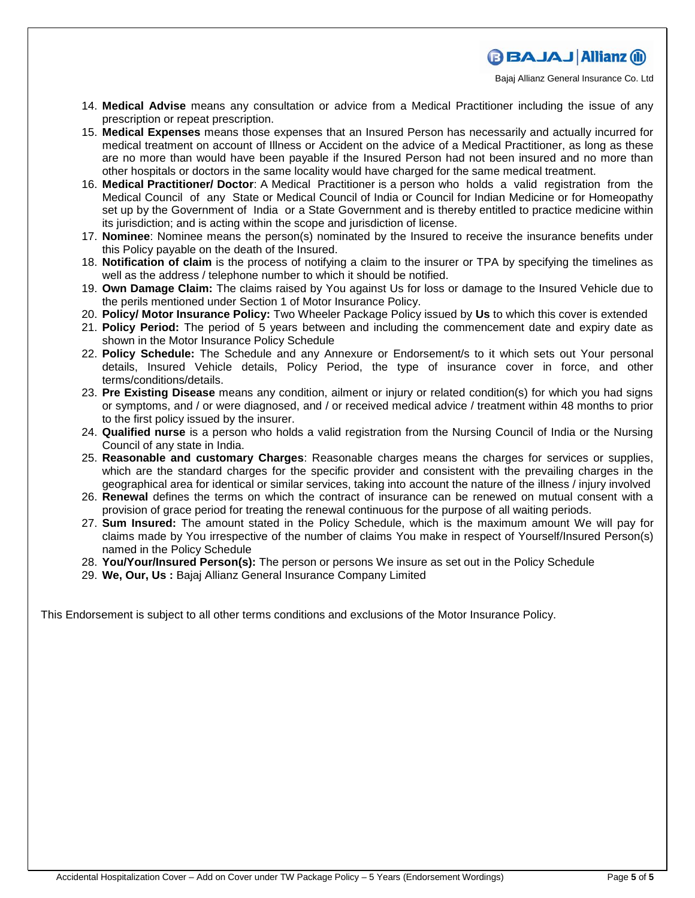14. **Medical Advise** means any consultation or advice from a Medical Practitioner including the issue of any prescription or repeat prescription.
15. **Medical Expenses** means those expenses that an Insured Person has necessarily and actually incurred for medical treatment on account of Illness or Accident on the advice of a Medical Practitioner, as long as these are no more than would have been payable if the Insured Person had not been insured and no more than other hospitals or doctors in the same locality would have charged for the same medical treatment.
16. **Medical Practitioner/ Doctor**: A Medical Practitioner is a person who holds a valid registration from the Medical Council of any State or Medical Council of India or Council for Indian Medicine or for Homeopathy set up by the Government of India or a State Government and is thereby entitled to practice medicine within its jurisdiction; and is acting within the scope and jurisdiction of license.
17. **Nominee**: Nominee means the person(s) nominated by the Insured to receive the insurance benefits under this Policy payable on the death of the Insured.
18. **Notification of claim** is the process of notifying a claim to the insurer or TPA by specifying the timelines as well as the address / telephone number to which it should be notified.
19. **Own Damage Claim:** The claims raised by You against Us for loss or damage to the Insured Vehicle due to the perils mentioned under Section 1 of Motor Insurance Policy.
20. **Policy/ Motor Insurance Policy:** Two Wheeler Package Policy issued by **Us** to which this cover is extended
21. **Policy Period:** The period of 5 years between and including the commencement date and expiry date as shown in the Motor Insurance Policy Schedule
22. **Policy Schedule:** The Schedule and any Annexure or Endorsement/s to it which sets out Your personal details, Insured Vehicle details, Policy Period, the type of insurance cover in force, and other terms/conditions/details.
23. **Pre Existing Disease** means any condition, ailment or injury or related condition(s) for which you had signs or symptoms, and / or were diagnosed, and / or received medical advice / treatment within 48 months to prior to the first policy issued by the insurer.
24. **Qualified nurse** is a person who holds a valid registration from the Nursing Council of India or the Nursing Council of any state in India.
25. **Reasonable and customary Charges**: Reasonable charges means the charges for services or supplies, which are the standard charges for the specific provider and consistent with the prevailing charges in the geographical area for identical or similar services, taking into account the nature of the illness / injury involved
26. **Renewal** defines the terms on which the contract of insurance can be renewed on mutual consent with a provision of grace period for treating the renewal continuous for the purpose of all waiting periods.
27. **Sum Insured:** The amount stated in the Policy Schedule, which is the maximum amount We will pay for claims made by You irrespective of the number of claims You make in respect of Yourself/Insured Person(s) named in the Policy Schedule
28. **You/Your/Insured Person(s):** The person or persons We insure as set out in the Policy Schedule
29. **We, Our, Us :** Bajaj Allianz General Insurance Company Limited

This Endorsement is subject to all other terms conditions and exclusions of the Motor Insurance Policy.